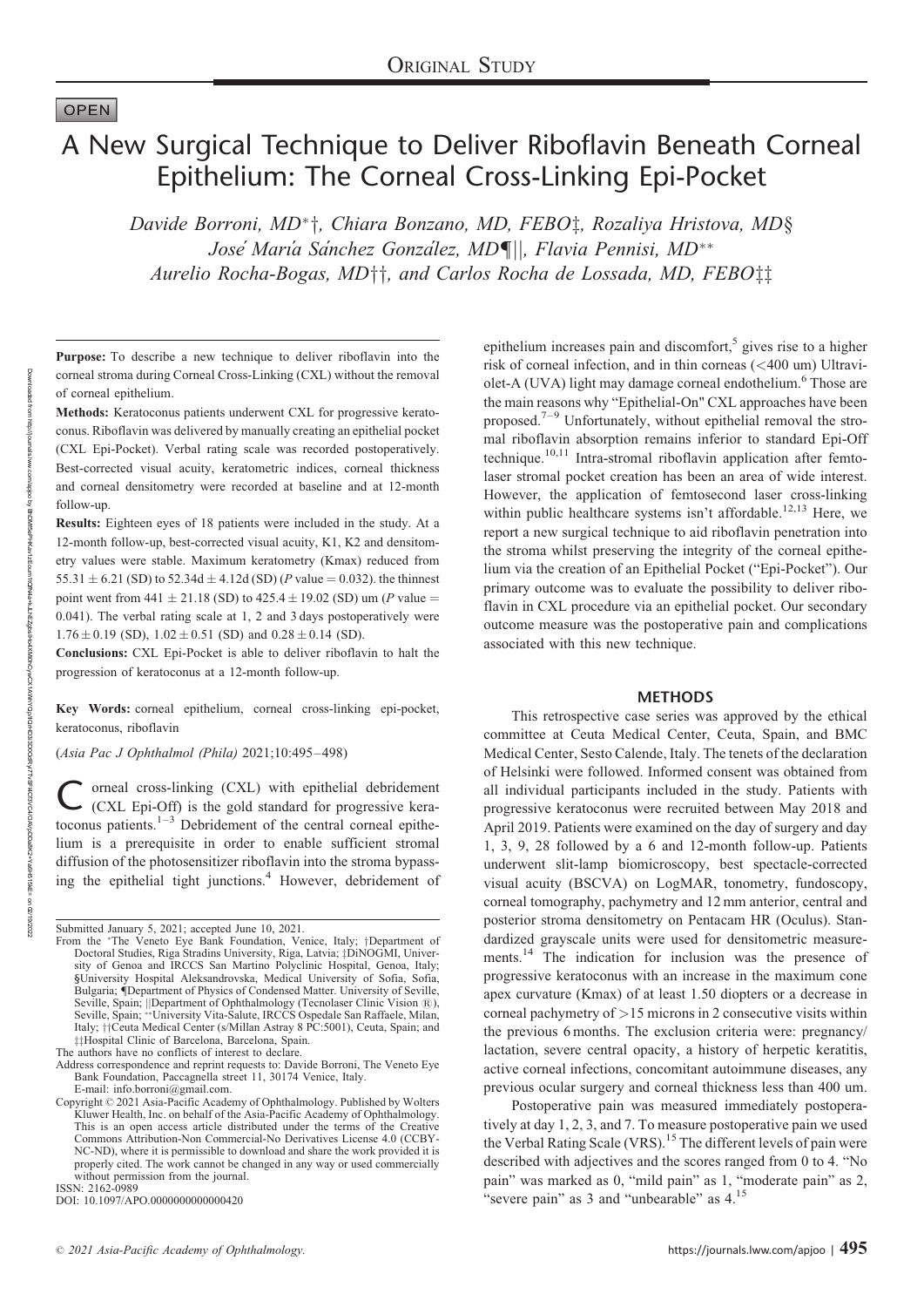ORIGINAL STUDY

OPEN

# A New Surgical Technique to Deliver Riboflavin Beneath Corneal Epithelium: The Corneal Cross-Linking Epi-Pocket

*Davide Borroni, MD\*†, Chiara Bonzano, MD, FEBO‡, Rozaliya Hristova, MD§ José María Sánchez González, MD¶||, Flavia Pennisi, MD\*\* Aurelio Rocha-Bogas, MD††, and Carlos Rocha de Lossada, MD, FEBO‡‡*

**Purpose:** To describe a new technique to deliver riboflavin into the corneal stroma during Corneal Cross-Linking (CXL) without the removal of corneal epithelium.

**Methods:** Keratoconus patients underwent CXL for progressive keratoconus. Riboflavin was delivered by manually creating an epithelial pocket (CXL Epi-Pocket). Verbal rating scale was recorded postoperatively. Best-corrected visual acuity, keratometric indices, corneal thickness and corneal densitometry were recorded at baseline and at 12-month follow-up.

**Results:** Eighteen eyes of 18 patients were included in the study. At a 12-month follow-up, best-corrected visual acuity, K1, K2 and densitometry values were stable. Maximum keratometry (Kmax) reduced from 55.31 ± 6.21 (SD) to 52.34d ± 4.12d (SD) (*P* value = 0.032). the thinnest point went from 441 ± 21.18 (SD) to 425.4 ± 19.02 (SD) um (*P* value = 0.041). The verbal rating scale at 1, 2 and 3 days postoperatively were 1.76 ± 0.19 (SD), 1.02 ± 0.51 (SD) and 0.28 ± 0.14 (SD).

**Conclusions:** CXL Epi-Pocket is able to deliver riboflavin to halt the progression of keratoconus at a 12-month follow-up.

**Key Words:** corneal epithelium, corneal cross-linking epi-pocket, keratoconus, riboflavin

(*Asia Pac J Ophthalmol (Phila)* 2021;10:495–498)

Corneal cross-linking (CXL) with epithelial debridement (CXL Epi-Off) is the gold standard for progressive keratoconus patients.[1–3] Debridement of the central corneal epithelium is a prerequisite in order to enable sufficient stromal diffusion of the photosensitizer riboflavin into the stroma bypassing the epithelial tight junctions.[4] However, debridement of epithelium increases pain and discomfort,[5] gives rise to a higher risk of corneal infection, and in thin corneas (<400 um) Ultraviolet-A (UVA) light may damage corneal endothelium.[6] Those are the main reasons why "Epithelial-On" CXL approaches have been proposed.[7–9] Unfortunately, without epithelial removal the stromal riboflavin absorption remains inferior to standard Epi-Off technique.[10,11] Intra-stromal riboflavin application after femtolaser stromal pocket creation has been an area of wide interest. However, the application of femtosecond laser cross-linking within public healthcare systems isn't affordable.[12,13] Here, we report a new surgical technique to aid riboflavin penetration into the stroma whilst preserving the integrity of the corneal epithelium via the creation of an Epithelial Pocket ("Epi-Pocket"). Our primary outcome was to evaluate the possibility to deliver riboflavin in CXL procedure via an epithelial pocket. Our secondary outcome measure was the postoperative pain and complications associated with this new technique.

## METHODS

This retrospective case series was approved by the ethical committee at Ceuta Medical Center, Ceuta, Spain, and BMC Medical Center, Sesto Calende, Italy. The tenets of the declaration of Helsinki were followed. Informed consent was obtained from all individual participants included in the study. Patients with progressive keratoconus were recruited between May 2018 and April 2019. Patients were examined on the day of surgery and day 1, 3, 9, 28 followed by a 6 and 12-month follow-up. Patients underwent slit-lamp biomicroscopy, best spectacle-corrected visual acuity (BSCVA) on LogMAR, tonometry, fundoscopy, corneal tomography, pachymetry and 12 mm anterior, central and posterior stroma densitometry on Pentacam HR (Oculus). Standardized grayscale units were used for densitometric measurements.[14] The indication for inclusion was the presence of progressive keratoconus with an increase in the maximum cone apex curvature (Kmax) of at least 1.50 diopters or a decrease in corneal pachymetry of >15 microns in 2 consecutive visits within the previous 6 months. The exclusion criteria were: pregnancy/lactation, severe central opacity, a history of herpetic keratitis, active corneal infections, concomitant autoimmune diseases, any previous ocular surgery and corneal thickness less than 400 um.

Postoperative pain was measured immediately postoperatively at day 1, 2, 3, and 7. To measure postoperative pain we used the Verbal Rating Scale (VRS).[15] The different levels of pain were described with adjectives and the scores ranged from 0 to 4. "No pain" was marked as 0, "mild pain" as 1, "moderate pain" as 2, "severe pain" as 3 and "unbearable" as 4.[15]

Submitted January 5, 2021; accepted June 10, 2021.

From the \*The Veneto Eye Bank Foundation, Venice, Italy; †Department of Doctoral Studies, Riga Stradins University, Riga, Latvia; ‡DiNOGMI, University of Genoa and IRCCS San Martino Polyclinic Hospital, Genoa, Italy; §University Hospital Aleksandrovska, Medical University of Sofia, Sofia, Bulgaria; ¶Department of Physics of Condensed Matter. University of Seville, Seville, Spain; ||Department of Ophthalmology (Tecnolaser Clinic Vision ®), Seville, Spain; \*\*University Vita-Salute, IRCCS Ospedale San Raffaele, Milan, Italy; ††Ceuta Medical Center (s/Millan Astray 8 PC:5001), Ceuta, Spain; and ‡‡Hospital Clinic of Barcelona, Barcelona, Spain.

The authors have no conflicts of interest to declare.

Address correspondence and reprint requests to: Davide Borroni, The Veneto Eye Bank Foundation, Paccagnella street 11, 30174 Venice, Italy. E-mail: info.borroni@gmail.com.

Copyright © 2021 Asia-Pacific Academy of Ophthalmology. Published by Wolters Kluwer Health, Inc. on behalf of the Asia-Pacific Academy of Ophthalmology. This is an open access article distributed under the terms of the Creative Commons Attribution-Non Commercial-No Derivatives License 4.0 (CCBY-NC-ND), where it is permissible to download and share the work provided it is properly cited. The work cannot be changed in any way or used commercially without permission from the journal.

ISSN: 2162-0989

DOI: 10.1097/APO.0000000000000420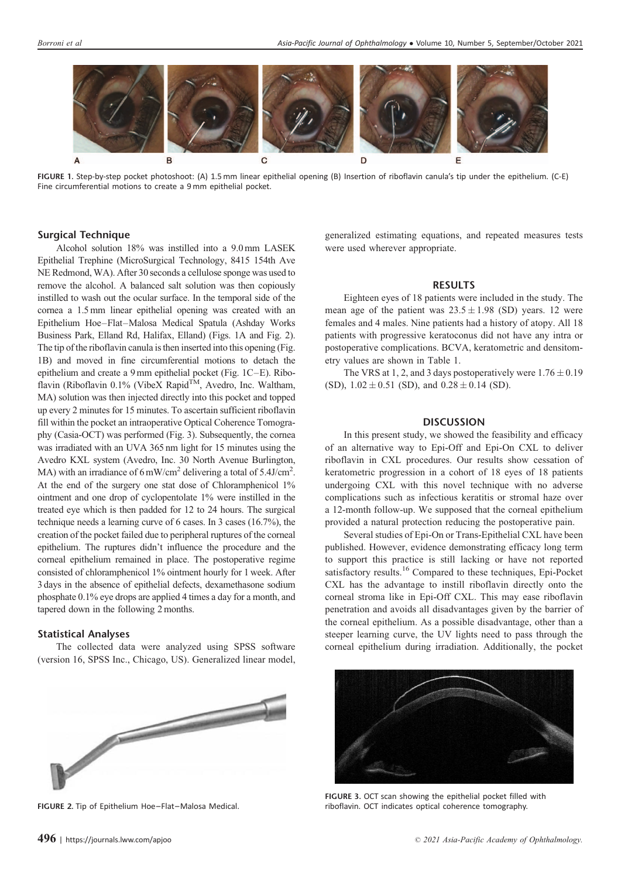FIGURE 1. Step-by-step pocket photoshoot: (A) 1.5 mm linear epithelial opening (B) Insertion of riboflavin canula's tip under the epithelium. (C-E) Fine circumferential motions to create a 9 mm epithelial pocket.

## Surgical Technique

Alcohol solution 18% was instilled into a 9.0 mm LASEK Epithelial Trephine (MicroSurgical Technology, 8415 154th Ave NE Redmond, WA). After 30 seconds a cellulose sponge was used to remove the alcohol. A balanced salt solution was then copiously instilled to wash out the ocular surface. In the temporal side of the cornea a 1.5 mm linear epithelial opening was created with an Epithelium Hoe–Flat–Malosa Medical Spatula (Ashday Works Business Park, Elland Rd, Halifax, Elland) (Figs. 1A and Fig. 2). The tip of the riboflavin canula is then inserted into this opening (Fig. 1B) and moved in fine circumferential motions to detach the epithelium and create a 9 mm epithelial pocket (Fig. 1C–E). Riboflavin (Riboflavin 0.1% (VibeX Rapid™, Avedro, Inc. Waltham, MA) solution was then injected directly into this pocket and topped up every 2 minutes for 15 minutes. To ascertain sufficient riboflavin fill within the pocket an intraoperative Optical Coherence Tomography (Casia-OCT) was performed (Fig. 3). Subsequently, the cornea was irradiated with an UVA 365 nm light for 15 minutes using the Avedro KXL system (Avedro, Inc. 30 North Avenue Burlington, MA) with an irradiance of 6 mW/cm$^2$ delivering a total of 5.4J/cm$^2$. At the end of the surgery one stat dose of Chloramphenicol 1% ointment and one drop of cyclopentolate 1% were instilled in the treated eye which is then padded for 12 to 24 hours. The surgical technique needs a learning curve of 6 cases. In 3 cases (16.7%), the creation of the pocket failed due to peripheral ruptures of the corneal epithelium. The ruptures didn't influence the procedure and the corneal epithelium remained in place. The postoperative regime consisted of chloramphenicol 1% ointment hourly for 1 week. After 3 days in the absence of epithelial defects, dexamethasone sodium phosphate 0.1% eye drops are applied 4 times a day for a month, and tapered down in the following 2 months.

## Statistical Analyses

The collected data were analyzed using SPSS software (version 16, SPSS Inc., Chicago, US). Generalized linear model, generalized estimating equations, and repeated measures tests were used wherever appropriate.

## RESULTS

Eighteen eyes of 18 patients were included in the study. The mean age of the patient was $23.5 \pm 1.98$ (SD) years. 12 were females and 4 males. Nine patients had a history of atopy. All 18 patients with progressive keratoconus did not have any intra or postoperative complications. BCVA, keratometric and densitometry values are shown in Table 1.

The VRS at 1, 2, and 3 days postoperatively were $1.76 \pm 0.19$ (SD), $1.02 \pm 0.51$ (SD), and $0.28 \pm 0.14$ (SD).

## DISCUSSION

In this present study, we showed the feasibility and efficacy of an alternative way to Epi-Off and Epi-On CXL to deliver riboflavin in CXL procedures. Our results show cessation of keratometric progression in a cohort of 18 eyes of 18 patients undergoing CXL with this novel technique with no adverse complications such as infectious keratitis or stromal haze over a 12-month follow-up. We supposed that the corneal epithelium provided a natural protection reducing the postoperative pain.

Several studies of Epi-On or Trans-Epithelial CXL have been published. However, evidence demonstrating efficacy long term to support this practice is still lacking or have not reported satisfactory results.[16] Compared to these techniques, Epi-Pocket CXL has the advantage to instill riboflavin directly onto the corneal stroma like in Epi-Off CXL. This may ease riboflavin penetration and avoids all disadvantages given by the barrier of the corneal epithelium. As a possible disadvantage, other than a steeper learning curve, the UV lights need to pass through the corneal epithelium during irradiation. Additionally, the pocket

FIGURE 2. Tip of Epithelium Hoe–Flat–Malosa Medical.

FIGURE 3. OCT scan showing the epithelial pocket filled with riboflavin. OCT indicates optical coherence tomography.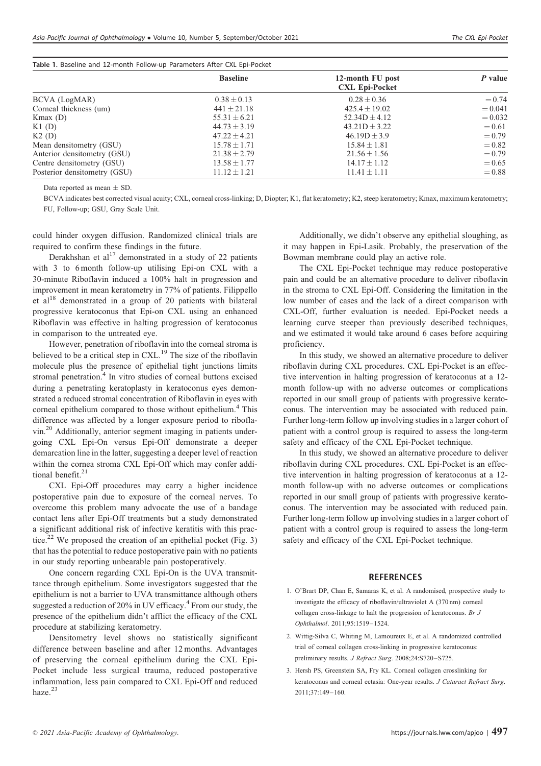**Table 1.** Baseline and 12-month Follow-up Parameters After CXL Epi-Pocket

| | Baseline | 12-month FU post CXL Epi-Pocket | *P* value |
|---|---|---|---|
| BCVA (LogMAR) | 0.38 ± 0.13 | 0.28 ± 0.36 | = 0.74 |
| Corneal thickness (um) | 441 ± 21.18 | 425.4 ± 19.02 | = 0.041 |
| Kmax (D) | 55.31 ± 6.21 | 52.34D ± 4.12 | = 0.032 |
| K1 (D) | 44.73 ± 3.19 | 43.21D ± 3.22 | = 0.61 |
| K2 (D) | 47.22 ± 4.21 | 46.19D ± 3.9 | = 0.79 |
| Mean densitometry (GSU) | 15.78 ± 1.71 | 15.84 ± 1.81 | = 0.82 |
| Anterior densitometry (GSU) | 21.38 ± 2.79 | 21.56 ± 1.56 | = 0.79 |
| Centre densitometry (GSU) | 13.58 ± 1.77 | 14.17 ± 1.12 | = 0.65 |
| Posterior densitometry (GSU) | 11.12 ± 1.21 | 11.41 ± 1.11 | = 0.88 |

Data reported as mean ± SD.

BCVA indicates best corrected visual acuity; CXL, corneal cross-linking; D, Diopter; K1, flat keratometry; K2, steep keratometry; Kmax, maximum keratometry; FU, Follow-up; GSU, Gray Scale Unit.

could hinder oxygen diffusion. Randomized clinical trials are required to confirm these findings in the future.

Derakhshan et al[17] demonstrated in a study of 22 patients with 3 to 6 month follow-up utilising Epi-on CXL with a 30-minute Riboflavin induced a 100% halt in progression and improvement in mean keratometry in 77% of patients. Filippello et al[18] demonstrated in a group of 20 patients with bilateral progressive keratoconus that Epi-on CXL using an enhanced Riboflavin was effective in halting progression of keratoconus in comparison to the untreated eye.

However, penetration of riboflavin into the corneal stroma is believed to be a critical step in CXL.[19] The size of the riboflavin molecule plus the presence of epithelial tight junctions limits stromal penetration.[4] In vitro studies of corneal buttons excised during a penetrating keratoplasty in keratoconus eyes demonstrated a reduced stromal concentration of Riboflavin in eyes with corneal epithelium compared to those without epithelium.[4] This difference was affected by a longer exposure period to riboflavin.[20] Additionally, anterior segment imaging in patients undergoing CXL Epi-On versus Epi-Off demonstrate a deeper demarcation line in the latter, suggesting a deeper level of reaction within the cornea stroma CXL Epi-Off which may confer additional benefit.[21]

CXL Epi-Off procedures may carry a higher incidence postoperative pain due to exposure of the corneal nerves. To overcome this problem many advocate the use of a bandage contact lens after Epi-Off treatments but a study demonstrated a significant additional risk of infective keratitis with this practice.[22] We proposed the creation of an epithelial pocket (Fig. 3) that has the potential to reduce postoperative pain with no patients in our study reporting unbearable pain postoperatively.

One concern regarding CXL Epi-On is the UVA transmittance through epithelium. Some investigators suggested that the epithelium is not a barrier to UVA transmittance although others suggested a reduction of 20% in UV efficacy.[4] From our study, the presence of the epithelium didn't afflict the efficacy of the CXL procedure at stabilizing keratometry.

Densitometry level shows no statistically significant difference between baseline and after 12 months. Advantages of preserving the corneal epithelium during the CXL Epi-Pocket include less surgical trauma, reduced postoperative inflammation, less pain compared to CXL Epi-Off and reduced haze.[23]

Additionally, we didn't observe any epithelial sloughing, as it may happen in Epi-Lasik. Probably, the preservation of the Bowman membrane could play an active role.

The CXL Epi-Pocket technique may reduce postoperative pain and could be an alternative procedure to deliver riboflavin in the stroma to CXL Epi-Off. Considering the limitation in the low number of cases and the lack of a direct comparison with CXL-Off, further evaluation is needed. Epi-Pocket needs a learning curve steeper than previously described techniques, and we estimated it would take around 6 cases before acquiring proficiency.

In this study, we showed an alternative procedure to deliver riboflavin during CXL procedures. CXL Epi-Pocket is an effective intervention in halting progression of keratoconus at a 12-month follow-up with no adverse outcomes or complications reported in our small group of patients with progressive keratoconus. The intervention may be associated with reduced pain. Further long-term follow up involving studies in a larger cohort of patient with a control group is required to assess the long-term safety and efficacy of the CXL Epi-Pocket technique.

In this study, we showed an alternative procedure to deliver riboflavin during CXL procedures. CXL Epi-Pocket is an effective intervention in halting progression of keratoconus at a 12-month follow-up with no adverse outcomes or complications reported in our small group of patients with progressive keratoconus. The intervention may be associated with reduced pain. Further long-term follow up involving studies in a larger cohort of patient with a control group is required to assess the long-term safety and efficacy of the CXL Epi-Pocket technique.

## REFERENCES

1. O'Brart DP, Chan E, Samaras K, et al. A randomised, prospective study to investigate the efficacy of riboflavin/ultraviolet A (370 nm) corneal collagen cross-linkage to halt the progression of keratoconus. *Br J Ophthalmol*. 2011;95:1519–1524.
2. Wittig-Silva C, Whiting M, Lamoureux E, et al. A randomized controlled trial of corneal collagen cross-linking in progressive keratoconus: preliminary results. *J Refract Surg*. 2008;24:S720–S725.
3. Hersh PS, Greenstein SA, Fry KL. Corneal collagen crosslinking for keratoconus and corneal ectasia: One-year results. *J Cataract Refract Surg*. 2011;37:149–160.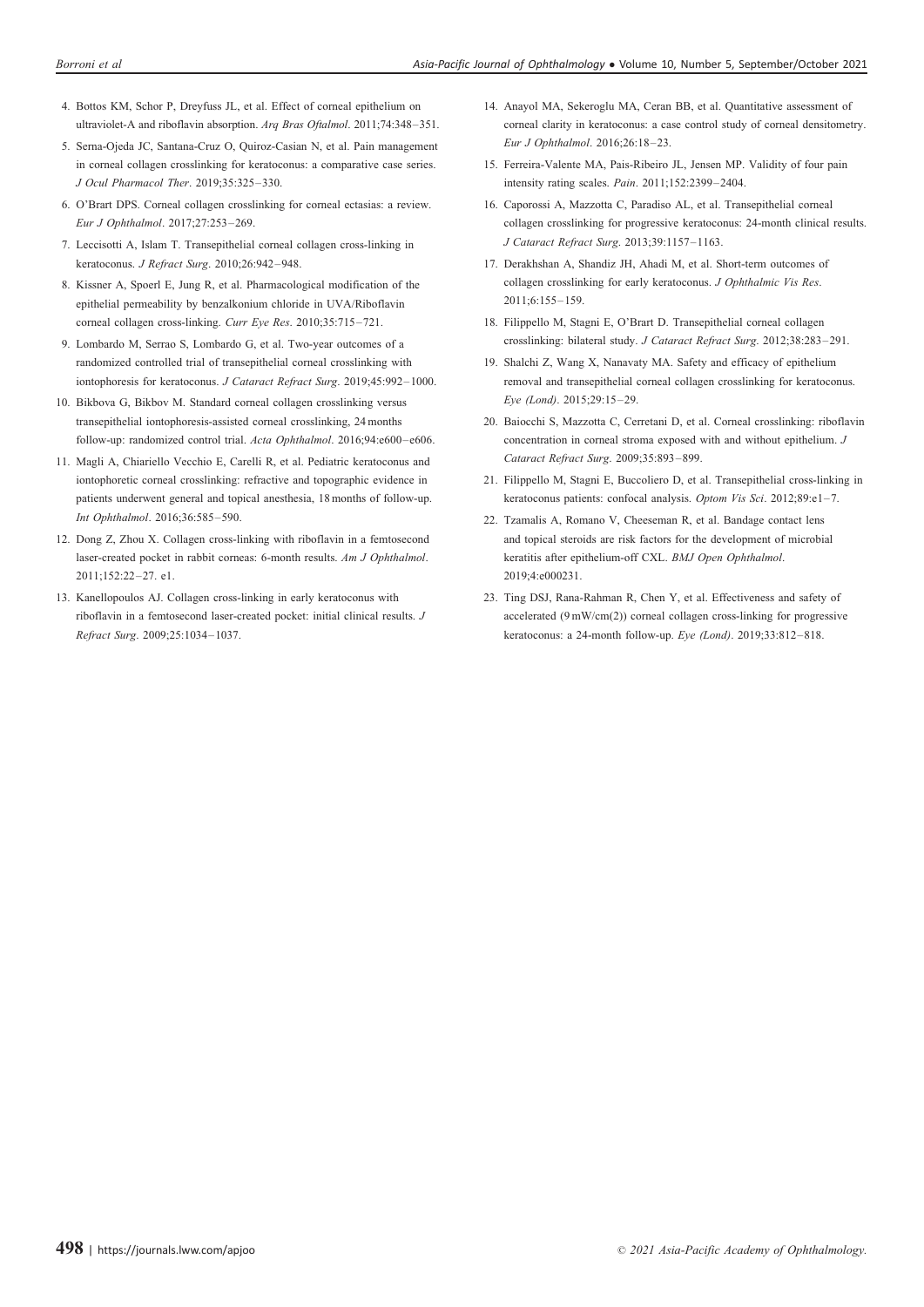4. Bottos KM, Schor P, Dreyfuss JL, et al. Effect of corneal epithelium on ultraviolet-A and riboflavin absorption. *Arq Bras Oftalmol*. 2011;74:348–351.
5. Serna-Ojeda JC, Santana-Cruz O, Quiroz-Casian N, et al. Pain management in corneal collagen crosslinking for keratoconus: a comparative case series. *J Ocul Pharmacol Ther*. 2019;35:325–330.
6. O'Brart DPS. Corneal collagen crosslinking for corneal ectasias: a review. *Eur J Ophthalmol*. 2017;27:253–269.
7. Leccisotti A, Islam T. Transepithelial corneal collagen cross-linking in keratoconus. *J Refract Surg*. 2010;26:942–948.
8. Kissner A, Spoerl E, Jung R, et al. Pharmacological modification of the epithelial permeability by benzalkonium chloride in UVA/Riboflavin corneal collagen cross-linking. *Curr Eye Res*. 2010;35:715–721.
9. Lombardo M, Serrao S, Lombardo G, et al. Two-year outcomes of a randomized controlled trial of transepithelial corneal crosslinking with iontophoresis for keratoconus. *J Cataract Refract Surg*. 2019;45:992–1000.
10. Bikbova G, Bikbov M. Standard corneal collagen crosslinking versus transepithelial iontophoresis-assisted corneal crosslinking, 24 months follow-up: randomized control trial. *Acta Ophthalmol*. 2016;94:e600–e606.
11. Magli A, Chiariello Vecchio E, Carelli R, et al. Pediatric keratoconus and iontophoretic corneal crosslinking: refractive and topographic evidence in patients underwent general and topical anesthesia, 18 months of follow-up. *Int Ophthalmol*. 2016;36:585–590.
12. Dong Z, Zhou X. Collagen cross-linking with riboflavin in a femtosecond laser-created pocket in rabbit corneas: 6-month results. *Am J Ophthalmol*. 2011;152:22–27. e1.
13. Kanellopoulos AJ. Collagen cross-linking in early keratoconus with riboflavin in a femtosecond laser-created pocket: initial clinical results. *J Refract Surg*. 2009;25:1034–1037.
14. Anayol MA, Sekeroglu MA, Ceran BB, et al. Quantitative assessment of corneal clarity in keratoconus: a case control study of corneal densitometry. *Eur J Ophthalmol*. 2016;26:18–23.
15. Ferreira-Valente MA, Pais-Ribeiro JL, Jensen MP. Validity of four pain intensity rating scales. *Pain*. 2011;152:2399–2404.
16. Caporossi A, Mazzotta C, Paradiso AL, et al. Transepithelial corneal collagen crosslinking for progressive keratoconus: 24-month clinical results. *J Cataract Refract Surg*. 2013;39:1157–1163.
17. Derakhshan A, Shandiz JH, Ahadi M, et al. Short-term outcomes of collagen crosslinking for early keratoconus. *J Ophthalmic Vis Res*. 2011;6:155–159.
18. Filippello M, Stagni E, O'Brart D. Transepithelial corneal collagen crosslinking: bilateral study. *J Cataract Refract Surg*. 2012;38:283–291.
19. Shalchi Z, Wang X, Nanavaty MA. Safety and efficacy of epithelium removal and transepithelial corneal collagen crosslinking for keratoconus. *Eye (Lond)*. 2015;29:15–29.
20. Baiocchi S, Mazzotta C, Cerretani D, et al. Corneal crosslinking: riboflavin concentration in corneal stroma exposed with and without epithelium. *J Cataract Refract Surg*. 2009;35:893–899.
21. Filippello M, Stagni E, Buccoliero D, et al. Transepithelial cross-linking in keratoconus patients: confocal analysis. *Optom Vis Sci*. 2012;89:e1–7.
22. Tzamalis A, Romano V, Cheeseman R, et al. Bandage contact lens and topical steroids are risk factors for the development of microbial keratitis after epithelium-off CXL. *BMJ Open Ophthalmol*. 2019;4:e000231.
23. Ting DSJ, Rana-Rahman R, Chen Y, et al. Effectiveness and safety of accelerated (9 mW/cm(2)) corneal collagen cross-linking for progressive keratoconus: a 24-month follow-up. *Eye (Lond)*. 2019;33:812–818.